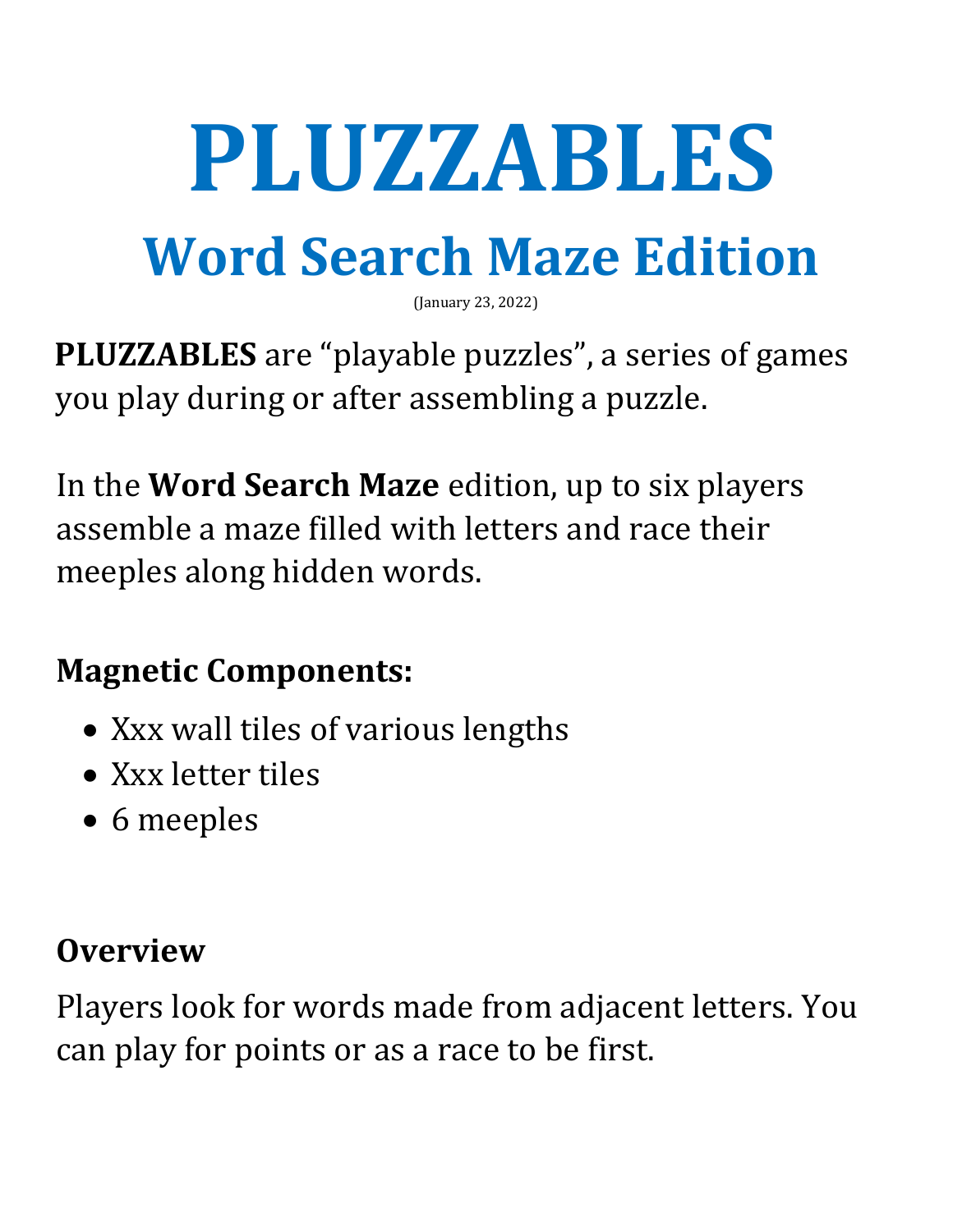# PLUZZABLES

## Word Search Maze Edition

(January 23, 2022)

**PLUZZABLES** are "playable puzzles", a series of games you play during or after assembling a puzzle.

In the **Word Search Maze** edition, up to six players assemble a maze filled with letters and race their meeples along hidden words.

### Magnetic Components:

- Xxx wall tiles of various lengths
- Xxx letter tiles
- 6 meeples

### Overview

Players look for words made from adjacent letters. You can play for points or as a race to be first.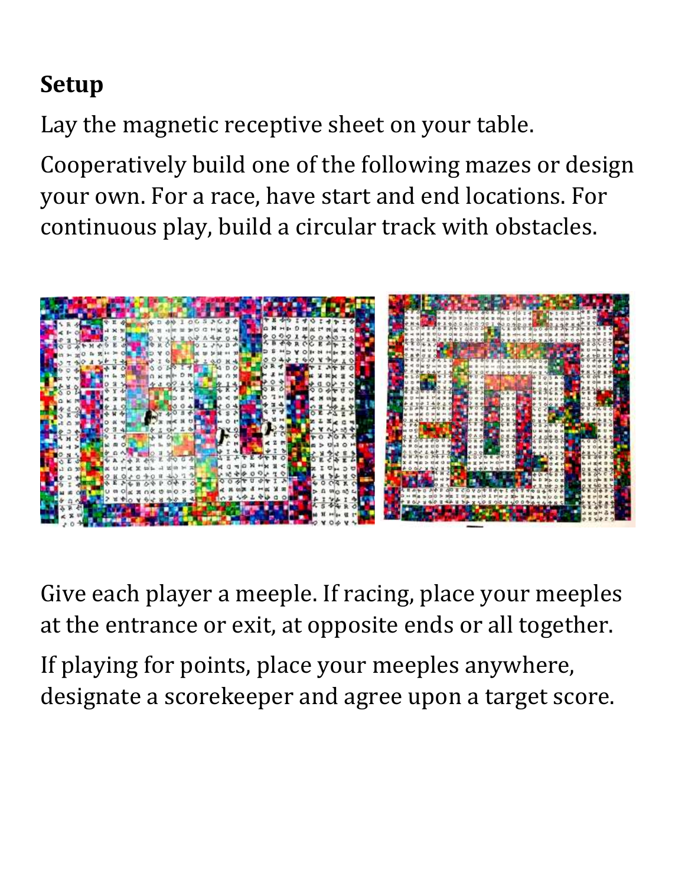## Setup

Lay the magnetic receptive sheet on your table.

Cooperatively build one of the following mazes or design your own. For a race, have start and end locations. For continuous play, build a circular track with obstacles.

Give each player a meeple. If racing, place your meeples at the entrance or exit, at opposite ends or all together.

If playing for points, place your meeples anywhere, designate a scorekeeper and agree upon a target score.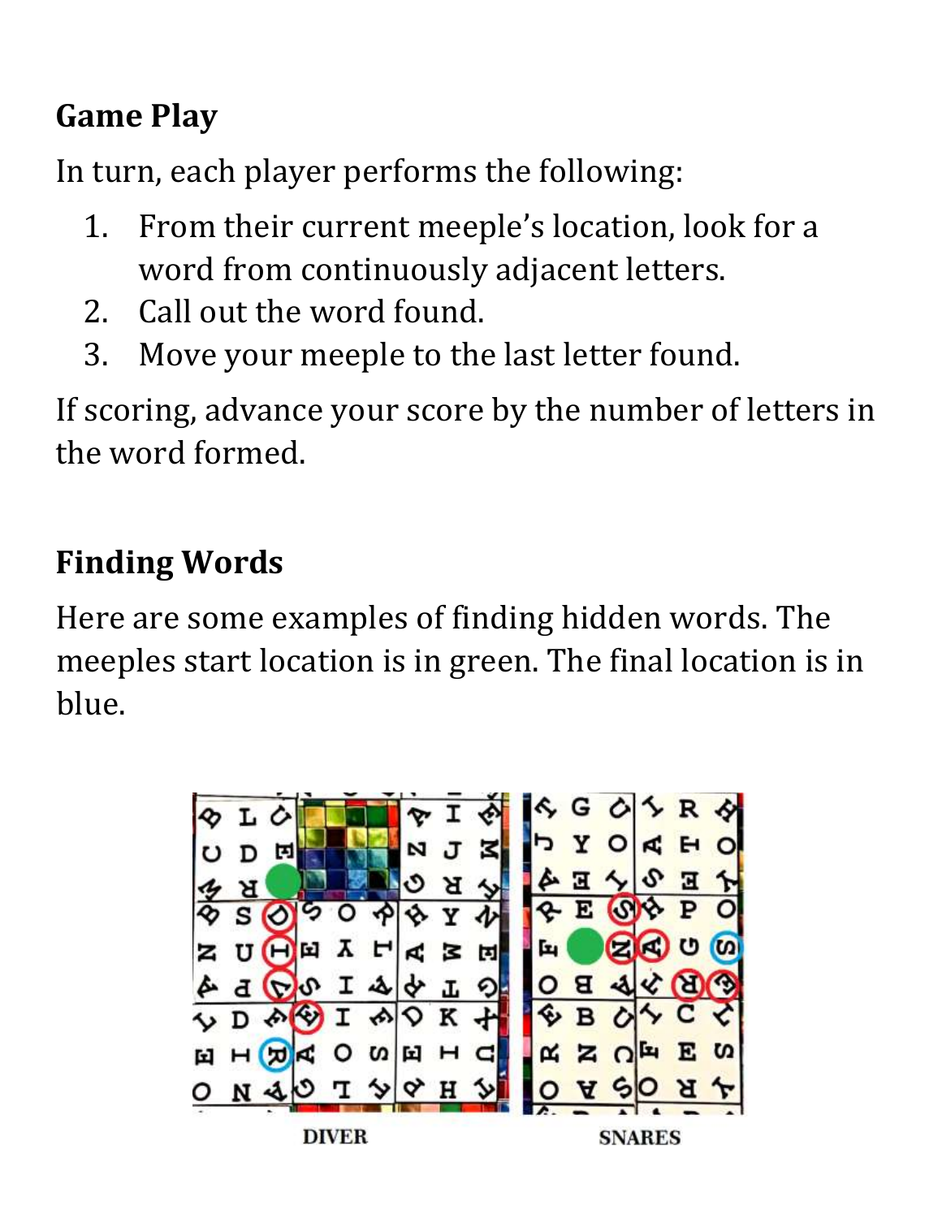## Game Play

In turn, each player performs the following:

1. From their current meeple's location, look for a word from continuously adjacent letters.
2. Call out the word found.
3. Move your meeple to the last letter found.

If scoring, advance your score by the number of letters in the word formed.

## Finding Words

Here are some examples of finding hidden words. The meeples start location is in green. The final location is in blue.

DIVER

SNARES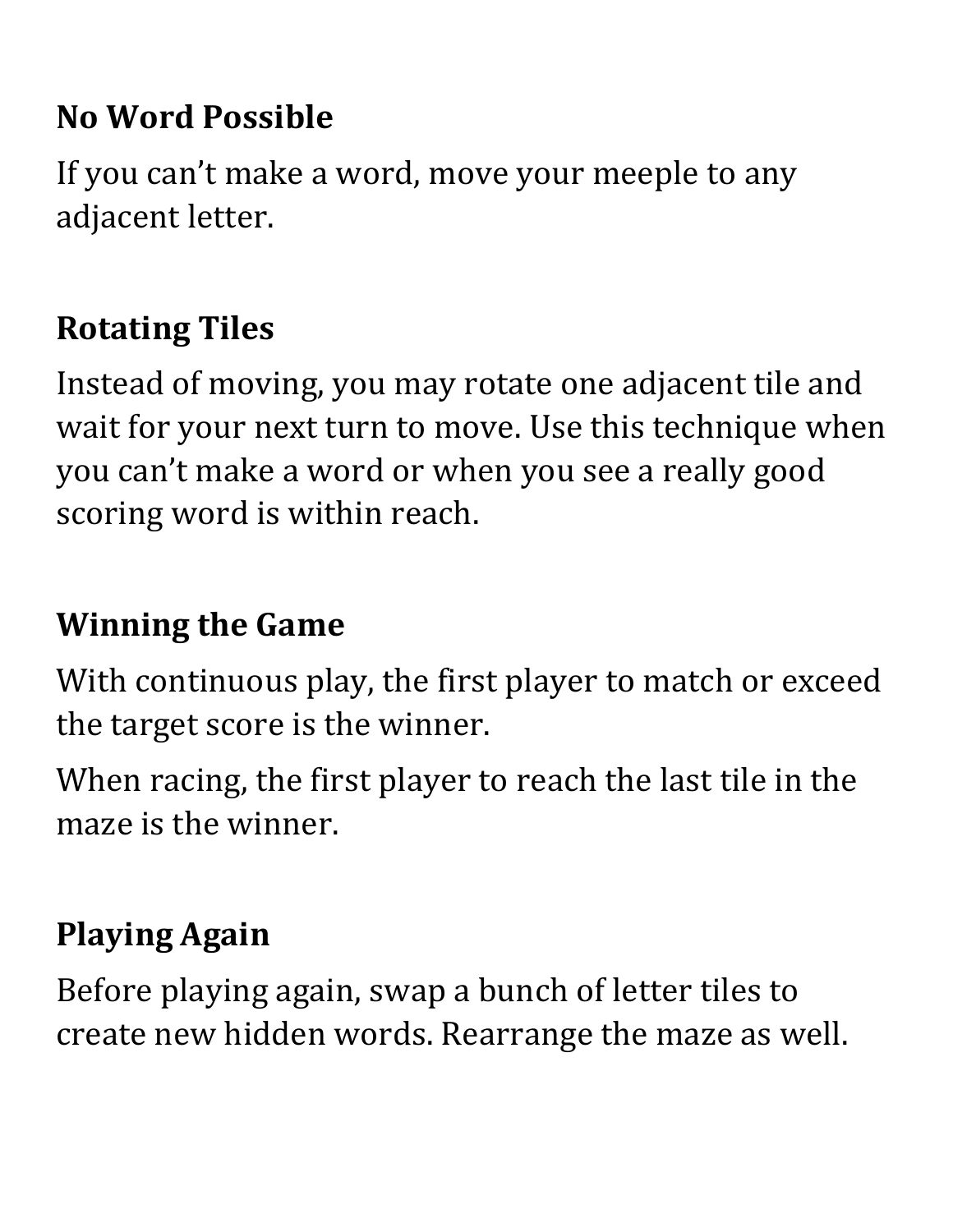## No Word Possible

If you can't make a word, move your meeple to any adjacent letter.

## Rotating Tiles

Instead of moving, you may rotate one adjacent tile and wait for your next turn to move. Use this technique when you can't make a word or when you see a really good scoring word is within reach.

## Winning the Game

With continuous play, the first player to match or exceed the target score is the winner.

When racing, the first player to reach the last tile in the maze is the winner.

## Playing Again

Before playing again, swap a bunch of letter tiles to create new hidden words. Rearrange the maze as well.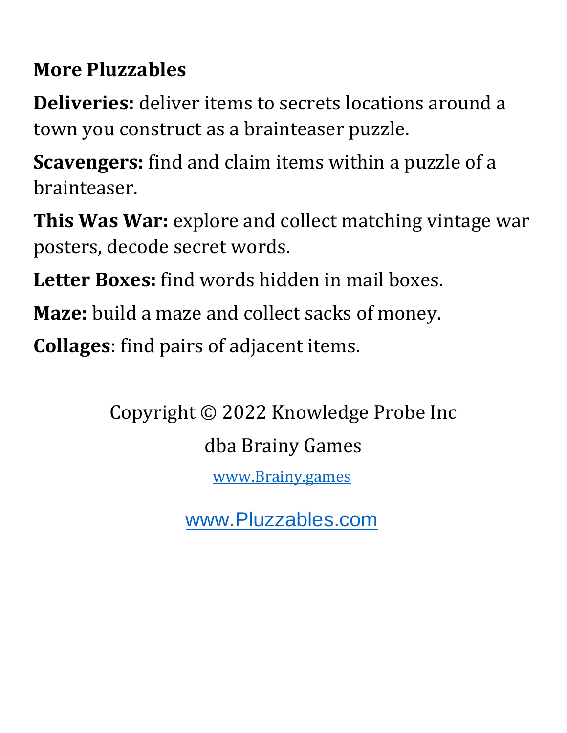## More Pluzzables

**Deliveries:** deliver items to secrets locations around a town you construct as a brainteaser puzzle.

**Scavengers:** find and claim items within a puzzle of a brainteaser.

**This Was War:** explore and collect matching vintage war posters, decode secret words.

**Letter Boxes:** find words hidden in mail boxes.

**Maze:** build a maze and collect sacks of money.

**Collages**: find pairs of adjacent items.

Copyright © 2022 Knowledge Probe Inc

dba Brainy Games

www.Brainy.games

www.Pluzzables.com